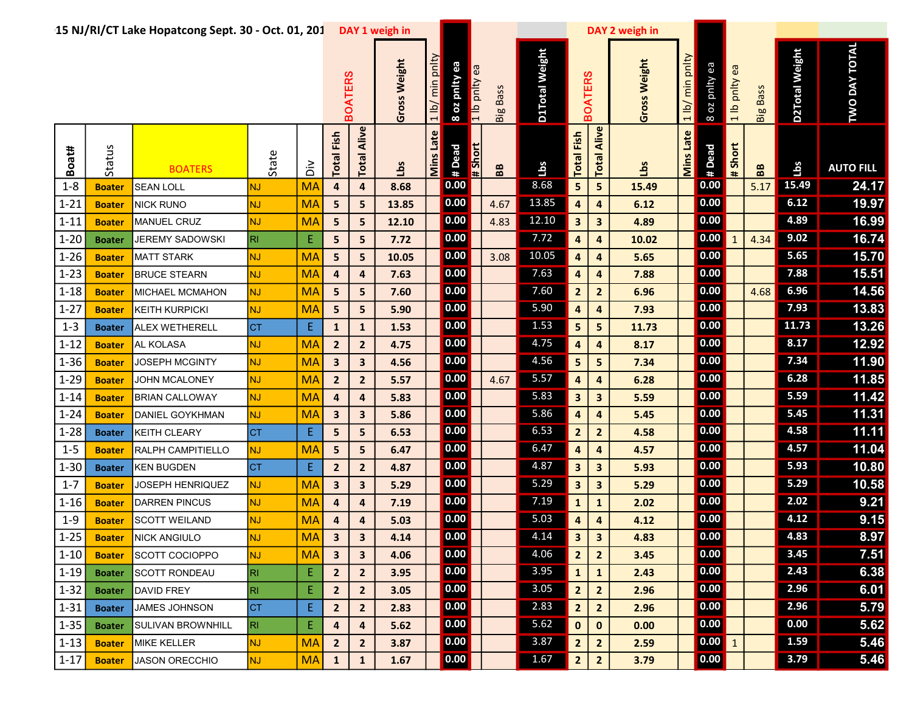15 NJ/RI/CT Lake Hopatcong Sept. 30 - Oct. 01, 201

| | | | | | DAY 1 weigh in | | | | | | | | DAY 2 weigh in | | | | | | | | | |
|---|---|---|---|---|---|---|---|---|---|---|---|---|---|---|---|---|---|---|---|---|---|---|
| | | | | | BOATERS | | Gross Weight | 1 lb/ min pnlty | 8 oz pnlty ea | 1 lb pnlty ea | Big Bass | D1Total Weight | BOATERS | | Gross Weight | 1 lb/ min pnlty | 8 oz pnlty ea | 1 lb pnlty ea | Big Bass | D2Total Weight | TWO DAY TOTAL |
| Boat# | Status | BOATERS | State | Div | Total Fish | Total Alive | Lbs | Mins Late | # Dead | # Short | BB | Lbs | Total Fish | Total Alive | Lbs | Mins Late | # Dead | # Short | BB | Lbs | AUTO FILL |
| 1-8 | Boater | SEAN LOLL | NJ | MA | 4 | 4 | 8.68 | | 0.00 | | | 8.68 | 5 | 5 | 15.49 | | 0.00 | | 5.17 | 15.49 | 24.17 |
| 1-21 | Boater | NICK RUNO | NJ | MA | 5 | 5 | 13.85 | | 0.00 | | 4.67 | 13.85 | 4 | 4 | 6.12 | | 0.00 | | | 6.12 | 19.97 |
| 1-11 | Boater | MANUEL CRUZ | NJ | MA | 5 | 5 | 12.10 | | 0.00 | | 4.83 | 12.10 | 3 | 3 | 4.89 | | 0.00 | | | 4.89 | 16.99 |
| 1-20 | Boater | JEREMY SADOWSKI | RI | E | 5 | 5 | 7.72 | | 0.00 | | | 7.72 | 4 | 4 | 10.02 | | 0.00 | 1 | 4.34 | 9.02 | 16.74 |
| 1-26 | Boater | MATT STARK | NJ | MA | 5 | 5 | 10.05 | | 0.00 | | 3.08 | 10.05 | 4 | 4 | 5.65 | | 0.00 | | | 5.65 | 15.70 |
| 1-23 | Boater | BRUCE STEARN | NJ | MA | 4 | 4 | 7.63 | | 0.00 | | | 7.63 | 4 | 4 | 7.88 | | 0.00 | | | 7.88 | 15.51 |
| 1-18 | Boater | MICHAEL MCMAHON | NJ | MA | 5 | 5 | 7.60 | | 0.00 | | | 7.60 | 2 | 2 | 6.96 | | 0.00 | | 4.68 | 6.96 | 14.56 |
| 1-27 | Boater | KEITH KURPICKI | NJ | MA | 5 | 5 | 5.90 | | 0.00 | | | 5.90 | 4 | 4 | 7.93 | | 0.00 | | | 7.93 | 13.83 |
| 1-3 | Boater | ALEX WETHERELL | CT | E | 1 | 1 | 1.53 | | 0.00 | | | 1.53 | 5 | 5 | 11.73 | | 0.00 | | | 11.73 | 13.26 |
| 1-12 | Boater | AL KOLASA | NJ | MA | 2 | 2 | 4.75 | | 0.00 | | | 4.75 | 4 | 4 | 8.17 | | 0.00 | | | 8.17 | 12.92 |
| 1-36 | Boater | JOSEPH MCGINTY | NJ | MA | 3 | 3 | 4.56 | | 0.00 | | | 4.56 | 5 | 5 | 7.34 | | 0.00 | | | 7.34 | 11.90 |
| 1-29 | Boater | JOHN MCALONEY | NJ | MA | 2 | 2 | 5.57 | | 0.00 | | 4.67 | 5.57 | 4 | 4 | 6.28 | | 0.00 | | | 6.28 | 11.85 |
| 1-14 | Boater | BRIAN CALLOWAY | NJ | MA | 4 | 4 | 5.83 | | 0.00 | | | 5.83 | 3 | 3 | 5.59 | | 0.00 | | | 5.59 | 11.42 |
| 1-24 | Boater | DANIEL GOYKHMAN | NJ | MA | 3 | 3 | 5.86 | | 0.00 | | | 5.86 | 4 | 4 | 5.45 | | 0.00 | | | 5.45 | 11.31 |
| 1-28 | Boater | KEITH CLEARY | CT | E | 5 | 5 | 6.53 | | 0.00 | | | 6.53 | 2 | 2 | 4.58 | | 0.00 | | | 4.58 | 11.11 |
| 1-5 | Boater | RALPH CAMPITIELLO | NJ | MA | 5 | 5 | 6.47 | | 0.00 | | | 6.47 | 4 | 4 | 4.57 | | 0.00 | | | 4.57 | 11.04 |
| 1-30 | Boater | KEN BUGDEN | CT | E | 2 | 2 | 4.87 | | 0.00 | | | 4.87 | 3 | 3 | 5.93 | | 0.00 | | | 5.93 | 10.80 |
| 1-7 | Boater | JOSEPH HENRIQUEZ | NJ | MA | 3 | 3 | 5.29 | | 0.00 | | | 5.29 | 3 | 3 | 5.29 | | 0.00 | | | 5.29 | 10.58 |
| 1-16 | Boater | DARREN PINCUS | NJ | MA | 4 | 4 | 7.19 | | 0.00 | | | 7.19 | 1 | 1 | 2.02 | | 0.00 | | | 2.02 | 9.21 |
| 1-9 | Boater | SCOTT WEILAND | NJ | MA | 4 | 4 | 5.03 | | 0.00 | | | 5.03 | 4 | 4 | 4.12 | | 0.00 | | | 4.12 | 9.15 |
| 1-25 | Boater | NICK ANGIULO | NJ | MA | 3 | 3 | 4.14 | | 0.00 | | | 4.14 | 3 | 3 | 4.83 | | 0.00 | | | 4.83 | 8.97 |
| 1-10 | Boater | SCOTT COCIOPPO | NJ | MA | 3 | 3 | 4.06 | | 0.00 | | | 4.06 | 2 | 2 | 3.45 | | 0.00 | | | 3.45 | 7.51 |
| 1-19 | Boater | SCOTT RONDEAU | RI | E | 2 | 2 | 3.95 | | 0.00 | | | 3.95 | 1 | 1 | 2.43 | | 0.00 | | | 2.43 | 6.38 |
| 1-32 | Boater | DAVID FREY | RI | E | 2 | 2 | 3.05 | | 0.00 | | | 3.05 | 2 | 2 | 2.96 | | 0.00 | | | 2.96 | 6.01 |
| 1-31 | Boater | JAMES JOHNSON | CT | E | 2 | 2 | 2.83 | | 0.00 | | | 2.83 | 2 | 2 | 2.96 | | 0.00 | | | 2.96 | 5.79 |
| 1-35 | Boater | SULIVAN BROWNHILL | RI | E | 4 | 4 | 5.62 | | 0.00 | | | 5.62 | 0 | 0 | 0.00 | | 0.00 | | | 0.00 | 5.62 |
| 1-13 | Boater | MIKE KELLER | NJ | MA | 2 | 2 | 3.87 | | 0.00 | | | 3.87 | 2 | 2 | 2.59 | | 0.00 | 1 | | 1.59 | 5.46 |
| 1-17 | Boater | JASON ORECCHIO | NJ | MA | 1 | 1 | 1.67 | | 0.00 | | | 1.67 | 2 | 2 | 3.79 | | 0.00 | | | 3.79 | 5.46 |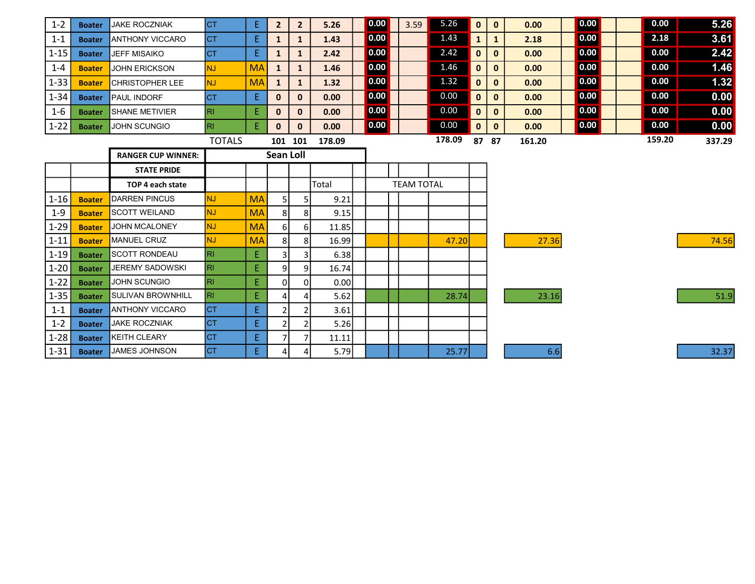| | | | | | | | | | | | | | | | | | | | | |
|---|---|---|---|---|---|---|---|---|---|---|---|---|---|---|---|---|---|---|---|---|
| 1-2 | Boater | JAKE ROCZNIAK | CT | E | 2 | 2 | 5.26 | | 0.00 | 3.59 | 5.26 | 0 | 0 | 0.00 | | 0.00 | | | 0.00 | 5.26 |
| 1-1 | Boater | ANTHONY VICCARO | CT | E | 1 | 1 | 1.43 | | 0.00 | | 1.43 | 1 | 1 | 2.18 | | 0.00 | | | 2.18 | 3.61 |
| 1-15 | Boater | JEFF MISAIKO | CT | E | 1 | 1 | 2.42 | | 0.00 | | 2.42 | 0 | 0 | 0.00 | | 0.00 | | | 0.00 | 2.42 |
| 1-4 | Boater | JOHN ERICKSON | NJ | MA | 1 | 1 | 1.46 | | 0.00 | | 1.46 | 0 | 0 | 0.00 | | 0.00 | | | 0.00 | 1.46 |
| 1-33 | Boater | CHRISTOPHER LEE | NJ | MA | 1 | 1 | 1.32 | | 0.00 | | 1.32 | 0 | 0 | 0.00 | | 0.00 | | | 0.00 | 1.32 |
| 1-34 | Boater | PAUL INDORF | CT | E | 0 | 0 | 0.00 | | 0.00 | | 0.00 | 0 | 0 | 0.00 | | 0.00 | | | 0.00 | 0.00 |
| 1-6 | Boater | SHANE METIVIER | RI | E | 0 | 0 | 0.00 | | 0.00 | | 0.00 | 0 | 0 | 0.00 | | 0.00 | | | 0.00 | 0.00 |
| 1-22 | Boater | JOHN SCUNGIO | RI | E | 0 | 0 | 0.00 | | 0.00 | | 0.00 | 0 | 0 | 0.00 | | 0.00 | | | 0.00 | 0.00 |
| | | | TOTALS | | 101 | 101 | 178.09 | | | | 178.09 | 87 | 87 | 161.20 | | | | | 159.20 | 337.29 |

**RANGER CUP WINNER:** Sean Loll

**STATE PRIDE**

| | | TOP 4 each state | | | | | Total | TEAM TOTAL | | |
|---|---|---|---|---|---|---|---|---|---|---|
| 1-16 | Boater | DARREN PINCUS | NJ | MA | 5 | 5 | 9.21 | | | |
| 1-9 | Boater | SCOTT WEILAND | NJ | MA | 8 | 8 | 9.15 | | | |
| 1-29 | Boater | JOHN MCALONEY | NJ | MA | 6 | 6 | 11.85 | | | |
| 1-11 | Boater | MANUEL CRUZ | NJ | MA | 8 | 8 | 16.99 | 47.20 | 27.36 | 74.56 |
| 1-19 | Boater | SCOTT RONDEAU | RI | E | 3 | 3 | 6.38 | | | |
| 1-20 | Boater | JEREMY SADOWSKI | RI | E | 9 | 9 | 16.74 | | | |
| 1-22 | Boater | JOHN SCUNGIO | RI | E | 0 | 0 | 0.00 | | | |
| 1-35 | Boater | SULIVAN BROWNHILL | RI | E | 4 | 4 | 5.62 | 28.74 | 23.16 | 51.9 |
| 1-1 | Boater | ANTHONY VICCARO | CT | E | 2 | 2 | 3.61 | | | |
| 1-2 | Boater | JAKE ROCZNIAK | CT | E | 2 | 2 | 5.26 | | | |
| 1-28 | Boater | KEITH CLEARY | CT | E | 7 | 7 | 11.11 | | | |
| 1-31 | Boater | JAMES JOHNSON | CT | E | 4 | 4 | 5.79 | 25.77 | 6.6 | 32.37 |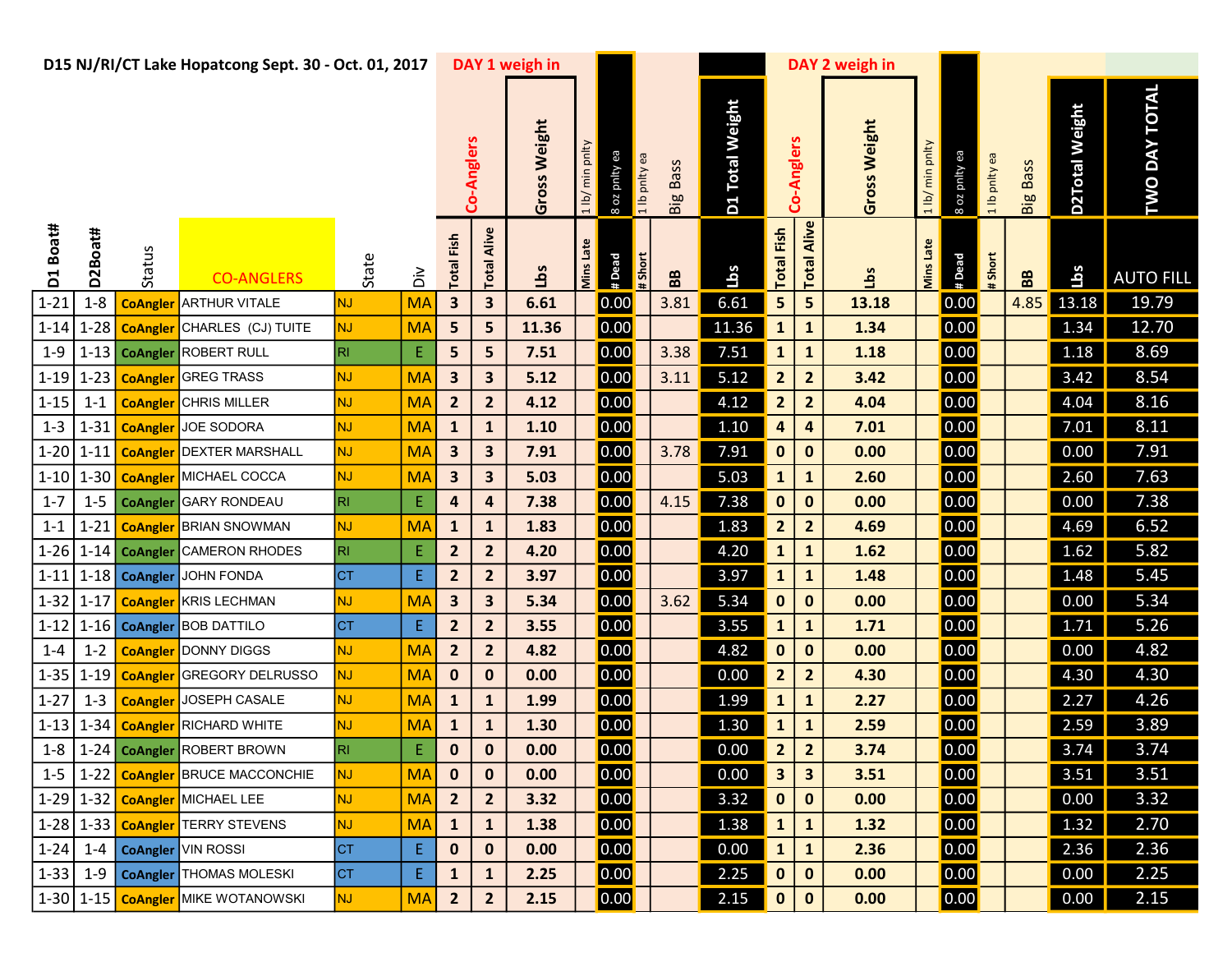**D15 NJ/RI/CT Lake Hopatcong Sept. 30 - Oct. 01, 2017**

| | | | | | | DAY 1 weigh in | | | | | | | | DAY 2 weigh in | | | | | | | | |
|---|---|---|---|---|---|---|---|---|---|---|---|---|---|---|---|---|---|---|---|---|---|---|
| | | | | | | Co-Anglers | | Gross Weight | 1 lb/ min pnlty | 8 oz pnlty ea | 1 lb pnlty ea | Big Bass | D1 Total Weight | Co-Anglers | | Gross Weight | 1 lb/ min pnlty | 8 oz pnlty ea | 1 lb pnlty ea | Big Bass | D2Total Weight | TWO DAY TOTAL |
| D1 Boat# | D2Boat# | Status | CO-ANGLERS | State | Div | Total Fish | Total Alive | Lbs | Mins Late | # Dead | # Short | BB | Lbs | Total Fish | Total Alive | Lbs | Mins Late | # Dead | # Short | BB | Lbs | AUTO FILL |
| 1-21 | 1-8 | CoAngler | ARTHUR VITALE | NJ | MA | 3 | 3 | 6.61 | | 0.00 | | 3.81 | 6.61 | 5 | 5 | 13.18 | | 0.00 | | 4.85 | 13.18 | 19.79 |
| 1-14 | 1-28 | CoAngler | CHARLES (CJ) TUITE | NJ | MA | 5 | 5 | 11.36 | | 0.00 | | | 11.36 | 1 | 1 | 1.34 | | 0.00 | | | 1.34 | 12.70 |
| 1-9 | 1-13 | CoAngler | ROBERT RULL | RI | E | 5 | 5 | 7.51 | | 0.00 | | 3.38 | 7.51 | 1 | 1 | 1.18 | | 0.00 | | | 1.18 | 8.69 |
| 1-19 | 1-23 | CoAngler | GREG TRASS | NJ | MA | 3 | 3 | 5.12 | | 0.00 | | 3.11 | 5.12 | 2 | 2 | 3.42 | | 0.00 | | | 3.42 | 8.54 |
| 1-15 | 1-1 | CoAngler | CHRIS MILLER | NJ | MA | 2 | 2 | 4.12 | | 0.00 | | | 4.12 | 2 | 2 | 4.04 | | 0.00 | | | 4.04 | 8.16 |
| 1-3 | 1-31 | CoAngler | JOE SODORA | NJ | MA | 1 | 1 | 1.10 | | 0.00 | | | 1.10 | 4 | 4 | 7.01 | | 0.00 | | | 7.01 | 8.11 |
| 1-20 | 1-11 | CoAngler | DEXTER MARSHALL | NJ | MA | 3 | 3 | 7.91 | | 0.00 | | 3.78 | 7.91 | 0 | 0 | 0.00 | | 0.00 | | | 0.00 | 7.91 |
| 1-10 | 1-30 | CoAngler | MICHAEL COCCA | NJ | MA | 3 | 3 | 5.03 | | 0.00 | | | 5.03 | 1 | 1 | 2.60 | | 0.00 | | | 2.60 | 7.63 |
| 1-7 | 1-5 | CoAngler | GARY RONDEAU | RI | E | 4 | 4 | 7.38 | | 0.00 | | 4.15 | 7.38 | 0 | 0 | 0.00 | | 0.00 | | | 0.00 | 7.38 |
| 1-1 | 1-21 | CoAngler | BRIAN SNOWMAN | NJ | MA | 1 | 1 | 1.83 | | 0.00 | | | 1.83 | 2 | 2 | 4.69 | | 0.00 | | | 4.69 | 6.52 |
| 1-26 | 1-14 | CoAngler | CAMERON RHODES | RI | E | 2 | 2 | 4.20 | | 0.00 | | | 4.20 | 1 | 1 | 1.62 | | 0.00 | | | 1.62 | 5.82 |
| 1-11 | 1-18 | CoAngler | JOHN FONDA | CT | E | 2 | 2 | 3.97 | | 0.00 | | | 3.97 | 1 | 1 | 1.48 | | 0.00 | | | 1.48 | 5.45 |
| 1-32 | 1-17 | CoAngler | KRIS LECHMAN | NJ | MA | 3 | 3 | 5.34 | | 0.00 | | 3.62 | 5.34 | 0 | 0 | 0.00 | | 0.00 | | | 0.00 | 5.34 |
| 1-12 | 1-16 | CoAngler | BOB DATTILO | CT | E | 2 | 2 | 3.55 | | 0.00 | | | 3.55 | 1 | 1 | 1.71 | | 0.00 | | | 1.71 | 5.26 |
| 1-4 | 1-2 | CoAngler | DONNY DIGGS | NJ | MA | 2 | 2 | 4.82 | | 0.00 | | | 4.82 | 0 | 0 | 0.00 | | 0.00 | | | 0.00 | 4.82 |
| 1-35 | 1-19 | CoAngler | GREGORY DELRUSSO | NJ | MA | 0 | 0 | 0.00 | | 0.00 | | | 0.00 | 2 | 2 | 4.30 | | 0.00 | | | 4.30 | 4.30 |
| 1-27 | 1-3 | CoAngler | JOSEPH CASALE | NJ | MA | 1 | 1 | 1.99 | | 0.00 | | | 1.99 | 1 | 1 | 2.27 | | 0.00 | | | 2.27 | 4.26 |
| 1-13 | 1-34 | CoAngler | RICHARD WHITE | NJ | MA | 1 | 1 | 1.30 | | 0.00 | | | 1.30 | 1 | 1 | 2.59 | | 0.00 | | | 2.59 | 3.89 |
| 1-8 | 1-24 | CoAngler | ROBERT BROWN | RI | E | 0 | 0 | 0.00 | | 0.00 | | | 0.00 | 2 | 2 | 3.74 | | 0.00 | | | 3.74 | 3.74 |
| 1-5 | 1-22 | CoAngler | BRUCE MACCONCHIE | NJ | MA | 0 | 0 | 0.00 | | 0.00 | | | 0.00 | 3 | 3 | 3.51 | | 0.00 | | | 3.51 | 3.51 |
| 1-29 | 1-32 | CoAngler | MICHAEL LEE | NJ | MA | 2 | 2 | 3.32 | | 0.00 | | | 3.32 | 0 | 0 | 0.00 | | 0.00 | | | 0.00 | 3.32 |
| 1-28 | 1-33 | CoAngler | TERRY STEVENS | NJ | MA | 1 | 1 | 1.38 | | 0.00 | | | 1.38 | 1 | 1 | 1.32 | | 0.00 | | | 1.32 | 2.70 |
| 1-24 | 1-4 | CoAngler | VIN ROSSI | CT | E | 0 | 0 | 0.00 | | 0.00 | | | 0.00 | 1 | 1 | 2.36 | | 0.00 | | | 2.36 | 2.36 |
| 1-33 | 1-9 | CoAngler | THOMAS MOLESKI | CT | E | 1 | 1 | 2.25 | | 0.00 | | | 2.25 | 0 | 0 | 0.00 | | 0.00 | | | 0.00 | 2.25 |
| 1-30 | 1-15 | CoAngler | MIKE WOTANOWSKI | NJ | MA | 2 | 2 | 2.15 | | 0.00 | | | 2.15 | 0 | 0 | 0.00 | | 0.00 | | | 0.00 | 2.15 |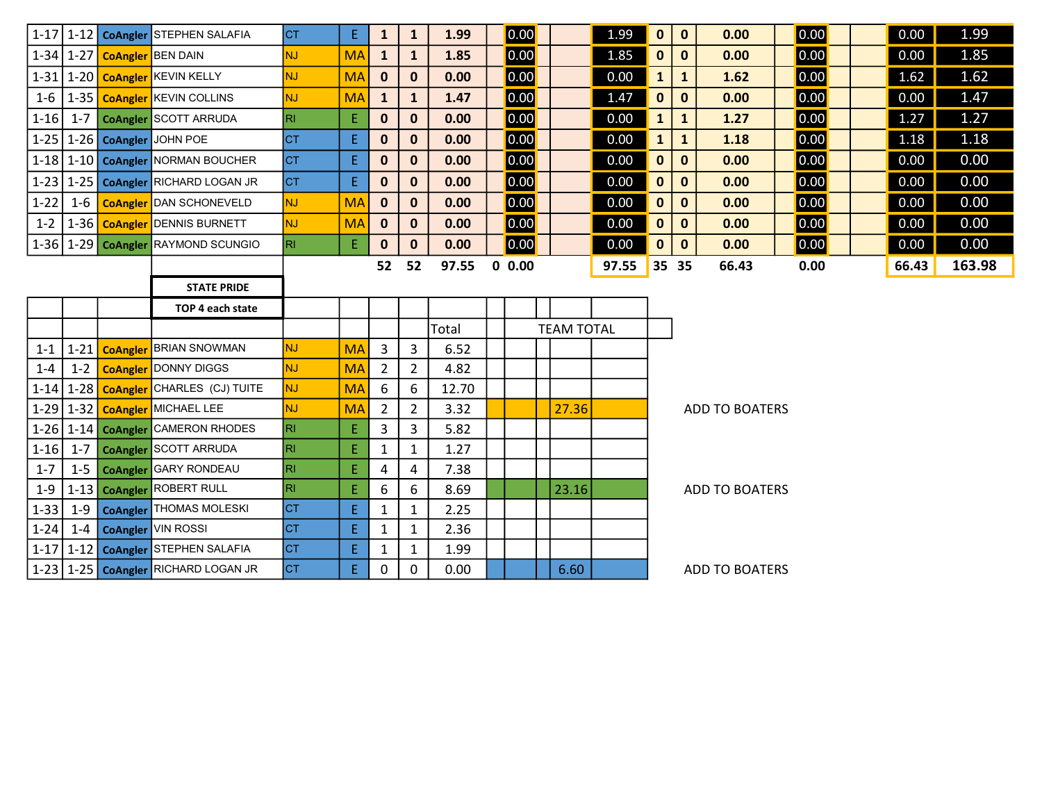| | | | | | | | | | | | | | | | | | | | | |
|---|---|---|---|---|---|---|---|---|---|---|---|---|---|---|---|---|---|---|---|---|
| 1-17 | 1-12 | CoAngler | STEPHEN SALAFIA | CT | E | 1 | 1 | 1.99 | | 0.00 | | 1.99 | 0 | 0 | 0.00 | | 0.00 | | 0.00 | 1.99 |
| 1-34 | 1-27 | CoAngler | BEN DAIN | NJ | MA | 1 | 1 | 1.85 | | 0.00 | | 1.85 | 0 | 0 | 0.00 | | 0.00 | | 0.00 | 1.85 |
| 1-31 | 1-20 | CoAngler | KEVIN KELLY | NJ | MA | 0 | 0 | 0.00 | | 0.00 | | 0.00 | 1 | 1 | 1.62 | | 0.00 | | 1.62 | 1.62 |
| 1-6 | 1-35 | CoAngler | KEVIN COLLINS | NJ | MA | 1 | 1 | 1.47 | | 0.00 | | 1.47 | 0 | 0 | 0.00 | | 0.00 | | 0.00 | 1.47 |
| 1-16 | 1-7 | CoAngler | SCOTT ARRUDA | RI | E | 0 | 0 | 0.00 | | 0.00 | | 0.00 | 1 | 1 | 1.27 | | 0.00 | | 1.27 | 1.27 |
| 1-25 | 1-26 | CoAngler | JOHN POE | CT | E | 0 | 0 | 0.00 | | 0.00 | | 0.00 | 1 | 1 | 1.18 | | 0.00 | | 1.18 | 1.18 |
| 1-18 | 1-10 | CoAngler | NORMAN BOUCHER | CT | E | 0 | 0 | 0.00 | | 0.00 | | 0.00 | 0 | 0 | 0.00 | | 0.00 | | 0.00 | 0.00 |
| 1-23 | 1-25 | CoAngler | RICHARD LOGAN JR | CT | E | 0 | 0 | 0.00 | | 0.00 | | 0.00 | 0 | 0 | 0.00 | | 0.00 | | 0.00 | 0.00 |
| 1-22 | 1-6 | CoAngler | DAN SCHONEVELD | NJ | MA | 0 | 0 | 0.00 | | 0.00 | | 0.00 | 0 | 0 | 0.00 | | 0.00 | | 0.00 | 0.00 |
| 1-2 | 1-36 | CoAngler | DENNIS BURNETT | NJ | MA | 0 | 0 | 0.00 | | 0.00 | | 0.00 | 0 | 0 | 0.00 | | 0.00 | | 0.00 | 0.00 |
| 1-36 | 1-29 | CoAngler | RAYMOND SCUNGIO | RI | E | 0 | 0 | 0.00 | | 0.00 | | 0.00 | 0 | 0 | 0.00 | | 0.00 | | 0.00 | 0.00 |
| | | | | | | 52 | 52 | 97.55 | 0 | 0.00 | | 97.55 | 35 | 35 | 66.43 | | 0.00 | | 66.43 | 163.98 |

**STATE PRIDE**

**TOP 4 each state**

| | | | | | | | | Total | | TEAM TOTAL | | | |
|---|---|---|---|---|---|---|---|---|---|---|---|---|---|
| 1-1 | 1-21 | CoAngler | BRIAN SNOWMAN | NJ | MA | 3 | 3 | 6.52 | | | | | |
| 1-4 | 1-2 | CoAngler | DONNY DIGGS | NJ | MA | 2 | 2 | 4.82 | | | | | |
| 1-14 | 1-28 | CoAngler | CHARLES (CJ) TUITE | NJ | MA | 6 | 6 | 12.70 | | | | | |
| 1-29 | 1-32 | CoAngler | MICHAEL LEE | NJ | MA | 2 | 2 | 3.32 | | | 27.36 | | ADD TO BOATERS |
| 1-26 | 1-14 | CoAngler | CAMERON RHODES | RI | E | 3 | 3 | 5.82 | | | | | |
| 1-16 | 1-7 | CoAngler | SCOTT ARRUDA | RI | E | 1 | 1 | 1.27 | | | | | |
| 1-7 | 1-5 | CoAngler | GARY RONDEAU | RI | E | 4 | 4 | 7.38 | | | | | |
| 1-9 | 1-13 | CoAngler | ROBERT RULL | RI | E | 6 | 6 | 8.69 | | | 23.16 | | ADD TO BOATERS |
| 1-33 | 1-9 | CoAngler | THOMAS MOLESKI | CT | E | 1 | 1 | 2.25 | | | | | |
| 1-24 | 1-4 | CoAngler | VIN ROSSI | CT | E | 1 | 1 | 2.36 | | | | | |
| 1-17 | 1-12 | CoAngler | STEPHEN SALAFIA | CT | E | 1 | 1 | 1.99 | | | | | |
| 1-23 | 1-25 | CoAngler | RICHARD LOGAN JR | CT | E | 0 | 0 | 0.00 | | | 6.60 | | ADD TO BOATERS |